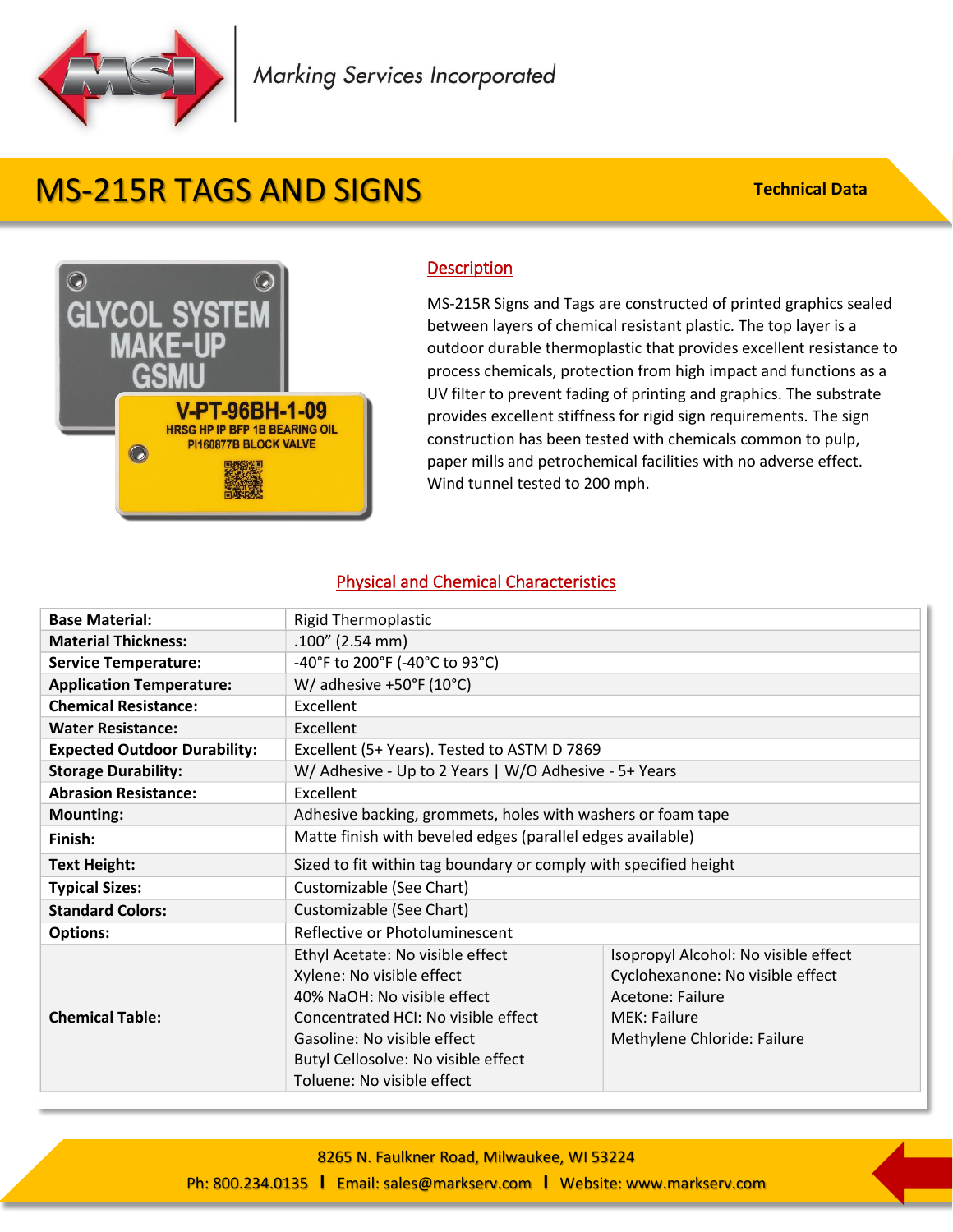Marking Services Incorporated

# MS-215R TAGS AND SIGNS

**Technical Data**

## Description

MS-215R Signs and Tags are constructed of printed graphics sealed between layers of chemical resistant plastic. The top layer is a outdoor durable thermoplastic that provides excellent resistance to process chemicals, protection from high impact and functions as a UV filter to prevent fading of printing and graphics. The substrate provides excellent stiffness for rigid sign requirements. The sign construction has been tested with chemicals common to pulp, paper mills and petrochemical facilities with no adverse effect. Wind tunnel tested to 200 mph.

## Physical and Chemical Characteristics

| | | |
|---|---|---|
| **Base Material:** | Rigid Thermoplastic | |
| **Material Thickness:** | .100” (2.54 mm) | |
| **Service Temperature:** | -40°F to 200°F (-40°C to 93°C) | |
| **Application Temperature:** | W/ adhesive +50°F (10°C) | |
| **Chemical Resistance:** | Excellent | |
| **Water Resistance:** | Excellent | |
| **Expected Outdoor Durability:** | Excellent (5+ Years). Tested to ASTM D 7869 | |
| **Storage Durability:** | W/ Adhesive - Up to 2 Years \| W/O Adhesive - 5+ Years | |
| **Abrasion Resistance:** | Excellent | |
| **Mounting:** | Adhesive backing, grommets, holes with washers or foam tape | |
| **Finish:** | Matte finish with beveled edges (parallel edges available) | |
| **Text Height:** | Sized to fit within tag boundary or comply with specified height | |
| **Typical Sizes:** | Customizable (See Chart) | |
| **Standard Colors:** | Customizable (See Chart) | |
| **Options:** | Reflective or Photoluminescent | |
| **Chemical Table:** | Ethyl Acetate: No visible effect<br>Xylene: No visible effect<br>40% NaOH: No visible effect<br>Concentrated HCl: No visible effect<br>Gasoline: No visible effect<br>Butyl Cellosolve: No visible effect<br>Toluene: No visible effect | Isopropyl Alcohol: No visible effect<br>Cyclohexanone: No visible effect<br>Acetone: Failure<br>MEK: Failure<br>Methylene Chloride: Failure |

8265 N. Faulkner Road, Milwaukee, WI 53224

Ph: 800.234.0135 | Email: sales@markserv.com | Website: www.markserv.com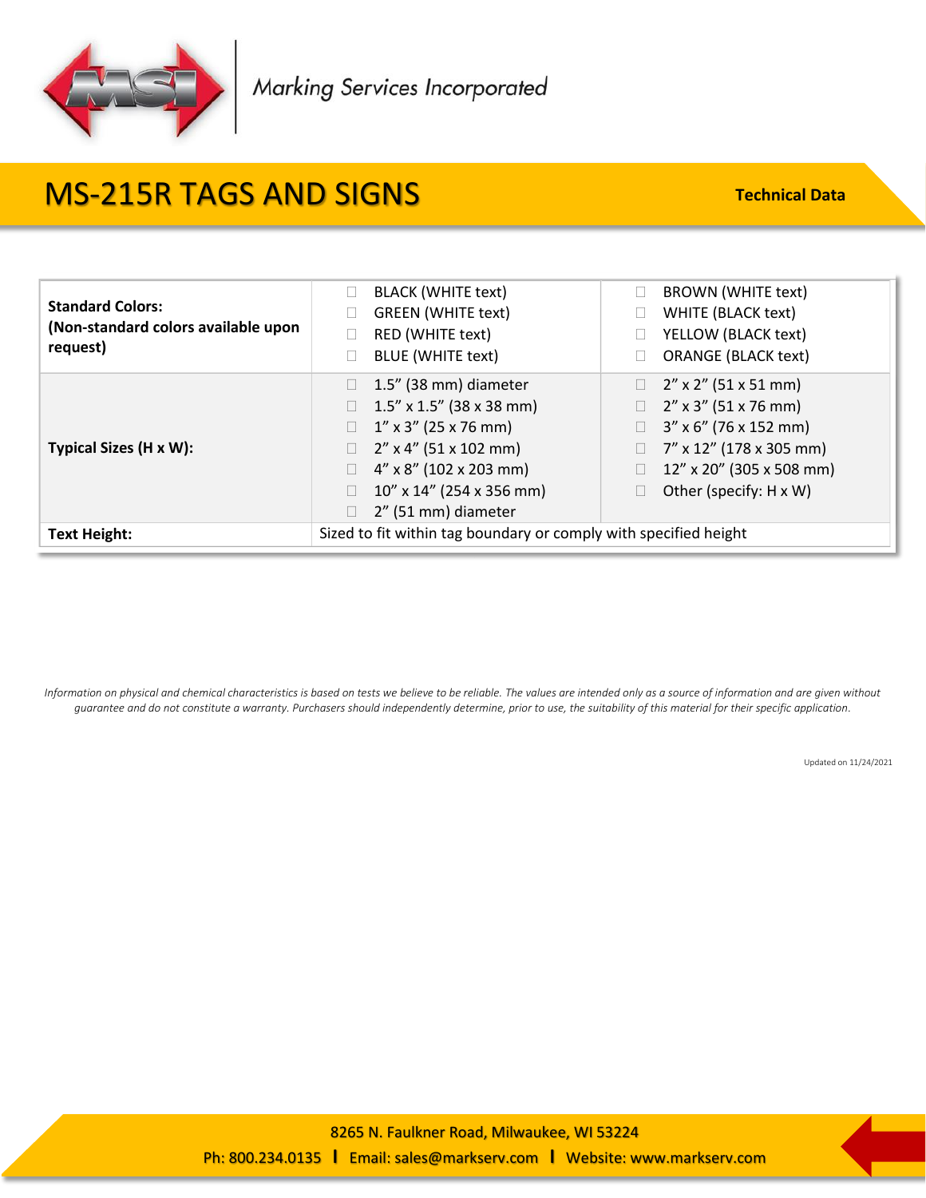Marking Services Incorporated

# MS-215R TAGS AND SIGNS

**Technical Data**

| | | |
|---|---|---|
| **Standard Colors:** **(Non-standard colors available upon request)** | ☐ BLACK (WHITE text)<br>☐ GREEN (WHITE text)<br>☐ RED (WHITE text)<br>☐ BLUE (WHITE text) | ☐ BROWN (WHITE text)<br>☐ WHITE (BLACK text)<br>☐ YELLOW (BLACK text)<br>☐ ORANGE (BLACK text) |
| **Typical Sizes (H x W):** | ☐ 1.5" (38 mm) diameter<br>☐ 1.5" x 1.5" (38 x 38 mm)<br>☐ 1" x 3" (25 x 76 mm)<br>☐ 2" x 4" (51 x 102 mm)<br>☐ 4" x 8" (102 x 203 mm)<br>☐ 10" x 14" (254 x 356 mm)<br>☐ 2" (51 mm) diameter | ☐ 2" x 2" (51 x 51 mm)<br>☐ 2" x 3" (51 x 76 mm)<br>☐ 3" x 6" (76 x 152 mm)<br>☐ 7" x 12" (178 x 305 mm)<br>☐ 12" x 20" (305 x 508 mm)<br>☐ Other (specify: H x W) |
| **Text Height:** | Sized to fit within tag boundary or comply with specified height | |

*Information on physical and chemical characteristics is based on tests we believe to be reliable. The values are intended only as a source of information and are given without guarantee and do not constitute a warranty. Purchasers should independently determine, prior to use, the suitability of this material for their specific application.*

Updated on 11/24/2021

8265 N. Faulkner Road, Milwaukee, WI 53224

Ph: 800.234.0135 | Email: sales@markserv.com | Website: www.markserv.com